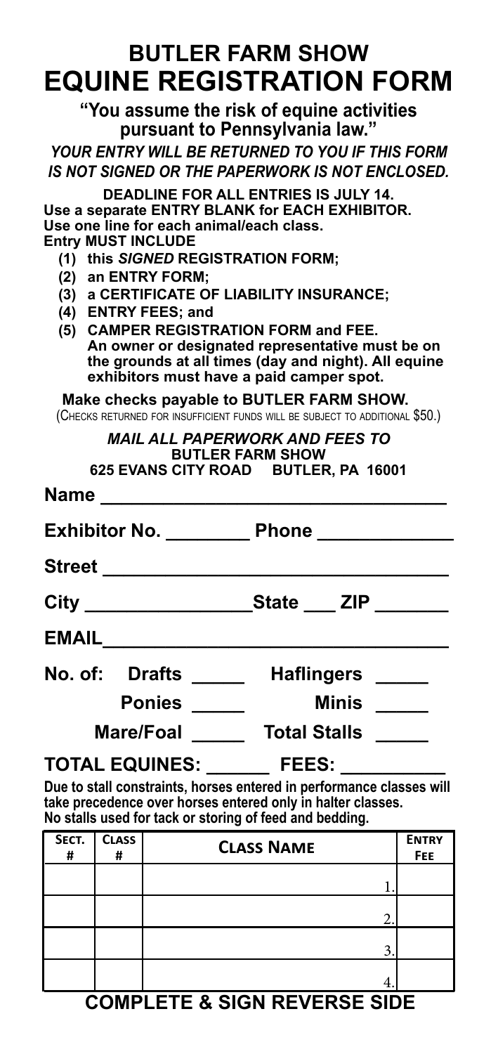# BUTLER FARM SHOW
# EQUINE REGISTRATION FORM

**"You assume the risk of equine activities pursuant to Pennsylvania law."**

***YOUR ENTRY WILL BE RETURNED TO YOU IF THIS FORM IS NOT SIGNED OR THE PAPERWORK IS NOT ENCLOSED.***

**DEADLINE FOR ALL ENTRIES IS JULY 14.**
**Use a separate ENTRY BLANK for EACH EXHIBITOR.**
**Use one line for each animal/each class.**
**Entry MUST INCLUDE**

1. **this *SIGNED* REGISTRATION FORM;**
2. **an ENTRY FORM;**
3. **a CERTIFICATE OF LIABILITY INSURANCE;**
4. **ENTRY FEES; and**
5. **CAMPER REGISTRATION FORM and FEE.**
   **An owner or designated representative must be on the grounds at all times (day and night). All equine exhibitors must have a paid camper spot.**

**Make checks payable to BUTLER FARM SHOW.**
(CHECKS RETURNED FOR INSUFFICIENT FUNDS WILL BE SUBJECT TO ADDITIONAL $50.)

***MAIL ALL PAPERWORK AND FEES TO***
**BUTLER FARM SHOW**
**625 EVANS CITY ROAD BUTLER, PA 16001**

**Name** ______________________________

**Exhibitor No.** ________ **Phone** ____________

**Street** ______________________________

**City** ________________ **State** ___ **ZIP** _______

**EMAIL** ______________________________

**No. of: Drafts** _____ **Haflingers** _____

**Ponies** _____ **Minis** _____

**Mare/Foal** _____ **Total Stalls** _____

**TOTAL EQUINES:** ______ **FEES:** __________

**Due to stall constraints, horses entered in performance classes will take precedence over horses entered only in halter classes.**
**No stalls used for tack or storing of feed and bedding.**

| SECT. # | CLASS # | CLASS NAME | ENTRY FEE |
|---|---|---|---|
| | | 1. | |
| | | 2. | |
| | | 3. | |
| | | 4. | |

**COMPLETE & SIGN REVERSE SIDE**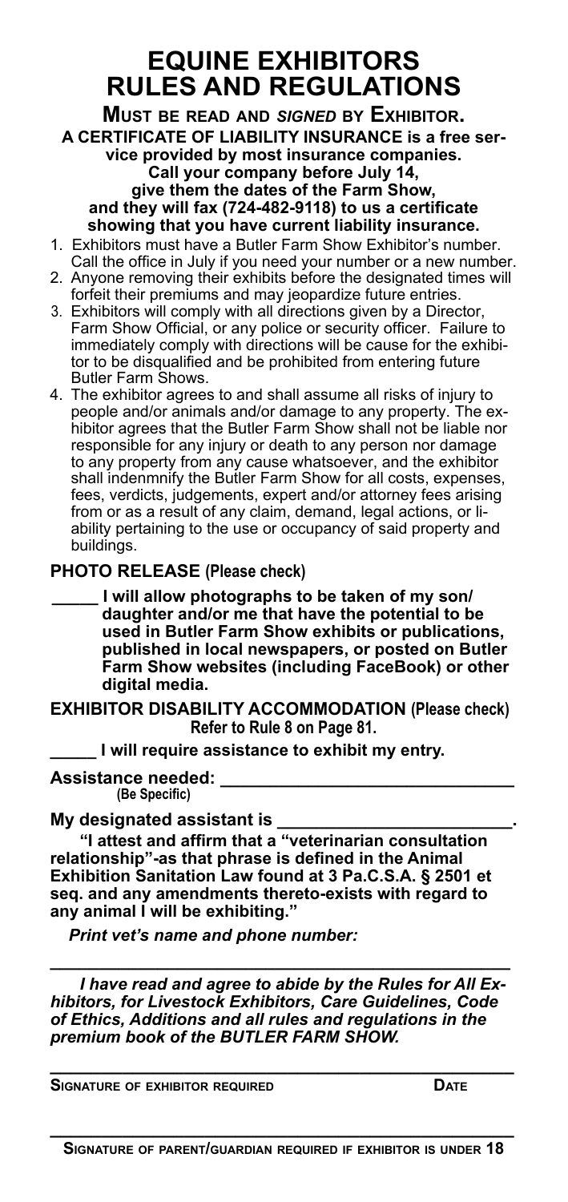# EQUINE EXHIBITORS RULES AND REGULATIONS

**MUST BE READ AND *SIGNED* BY EXHIBITOR.**

**A CERTIFICATE OF LIABILITY INSURANCE is a free service provided by most insurance companies. Call your company before July 14, give them the dates of the Farm Show, and they will fax (724-482-9118) to us a certificate showing that you have current liability insurance.**

1. Exhibitors must have a Butler Farm Show Exhibitor's number. Call the office in July if you need your number or a new number.
2. Anyone removing their exhibits before the designated times will forfeit their premiums and may jeopardize future entries.
3. Exhibitors will comply with all directions given by a Director, Farm Show Official, or any police or security officer. Failure to immediately comply with directions will be cause for the exhibitor to be disqualified and be prohibited from entering future Butler Farm Shows.
4. The exhibitor agrees to and shall assume all risks of injury to people and/or animals and/or damage to any property. The exhibitor agrees that the Butler Farm Show shall not be liable nor responsible for any injury or death to any person nor damage to any property from any cause whatsoever, and the exhibitor shall indenmnify the Butler Farm Show for all costs, expenses, fees, verdicts, judgements, expert and/or attorney fees arising from or as a result of any claim, demand, legal actions, or liability pertaining to the use or occupancy of said property and buildings.

**PHOTO RELEASE (Please check)**

**_____ I will allow photographs to be taken of my son/daughter and/or me that have the potential to be used in Butler Farm Show exhibits or publications, published in local newspapers, or posted on Butler Farm Show websites (including FaceBook) or other digital media.**

**EXHIBITOR DISABILITY ACCOMMODATION (Please check)**
**Refer to Rule 8 on Page 81.**

**_____ I will require assistance to exhibit my entry.**

**Assistance needed: ______________________________**
**(Be Specific)**

**My designated assistant is ________________________.**

**"I attest and affirm that a "veterinarian consultation relationship"-as that phrase is defined in the Animal Exhibition Sanitation Law found at 3 Pa.C.S.A. § 2501 et seq. and any amendments thereto-exists with regard to any animal I will be exhibiting."**

***Print vet's name and phone number:***

______________________________________________

***I have read and agree to abide by the Rules for All Exhibitors, for Livestock Exhibitors, Care Guidelines, Code of Ethics, Additions and all rules and regulations in the premium book of the BUTLER FARM SHOW.***

______________________________________________

**SIGNATURE OF EXHIBITOR REQUIRED** **DATE**

______________________________________________

**SIGNATURE OF PARENT/GUARDIAN REQUIRED IF EXHIBITOR IS UNDER 18**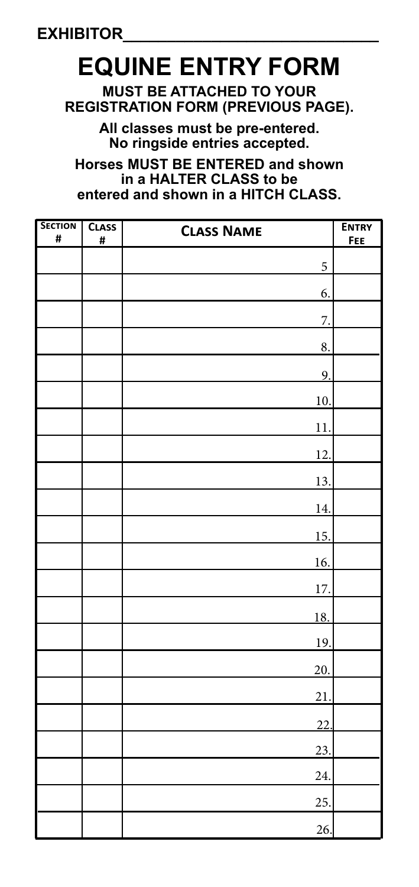**EXHIBITOR_____________________________**

# EQUINE ENTRY FORM

**MUST BE ATTACHED TO YOUR REGISTRATION FORM (PREVIOUS PAGE).**

**All classes must be pre-entered. No ringside entries accepted.**

**Horses MUST BE ENTERED and shown in a HALTER CLASS to be entered and shown in a HITCH CLASS.**

| Section # | Class # | Class Name | Entry Fee |
|---|---|---|---|
| | | 5 | |
| | | 6. | |
| | | 7. | |
| | | 8. | |
| | | 9. | |
| | | 10. | |
| | | 11. | |
| | | 12. | |
| | | 13. | |
| | | 14. | |
| | | 15. | |
| | | 16. | |
| | | 17. | |
| | | 18. | |
| | | 19. | |
| | | 20. | |
| | | 21. | |
| | | 22. | |
| | | 23. | |
| | | 24. | |
| | | 25. | |
| | | 26. | |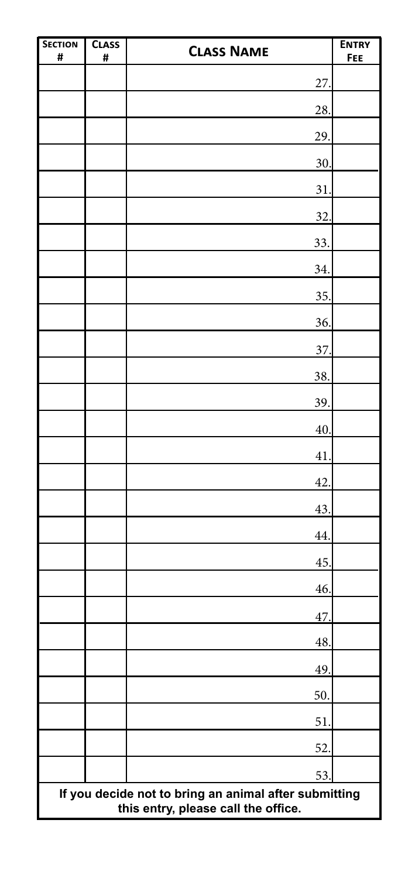| Section # | Class # | Class Name | Entry Fee |
|---|---|---|---|
| | | 27. | |
| | | 28. | |
| | | 29. | |
| | | 30. | |
| | | 31. | |
| | | 32. | |
| | | 33. | |
| | | 34. | |
| | | 35. | |
| | | 36. | |
| | | 37. | |
| | | 38. | |
| | | 39. | |
| | | 40. | |
| | | 41. | |
| | | 42. | |
| | | 43. | |
| | | 44. | |
| | | 45. | |
| | | 46. | |
| | | 47. | |
| | | 48. | |
| | | 49. | |
| | | 50. | |
| | | 51. | |
| | | 52. | |
| | | 53. | |

**If you decide not to bring an animal after submitting this entry, please call the office.**